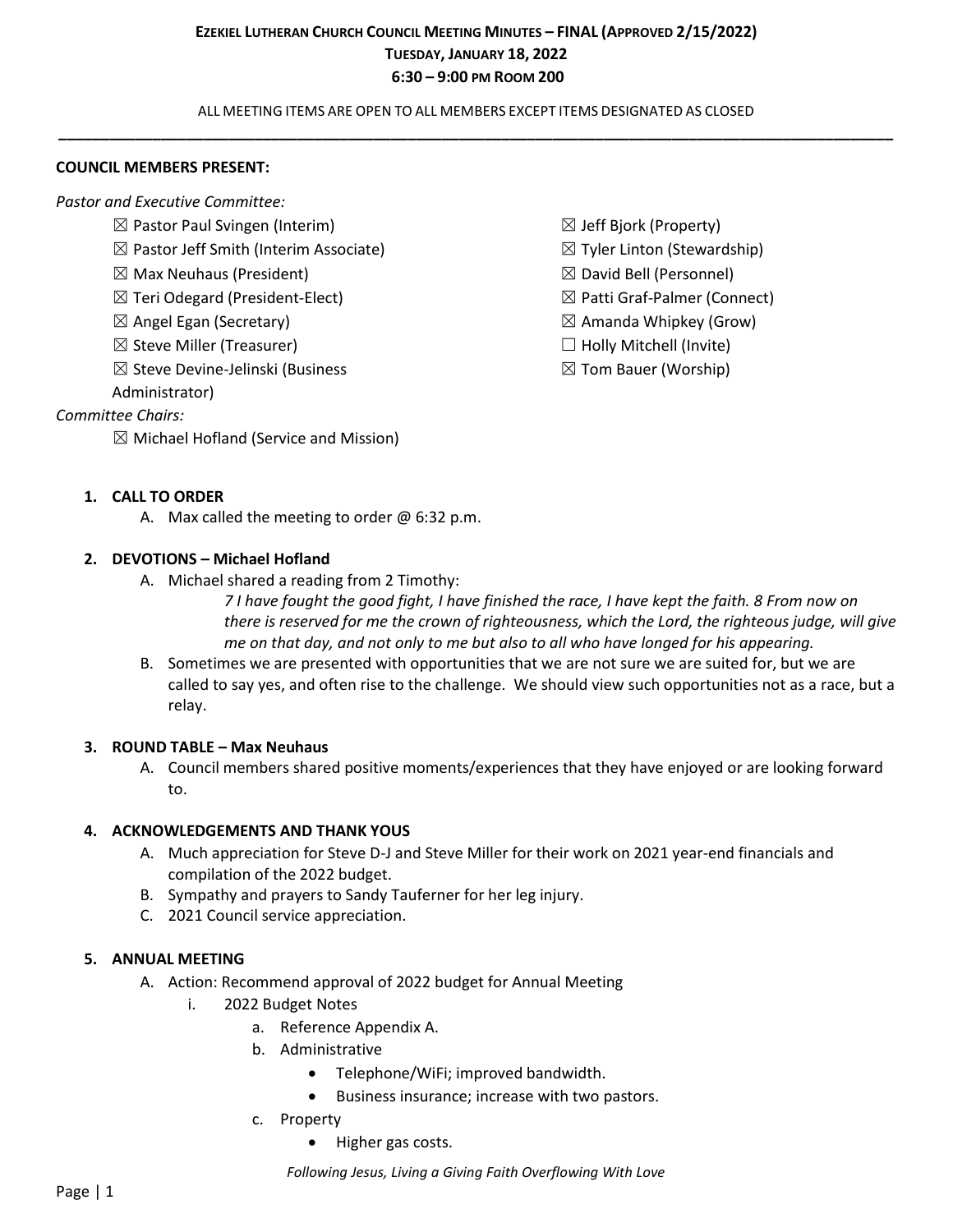**EZEKIEL LUTHERAN CHURCH COUNCIL MEETING MINUTES – FINAL (APPROVED 2/15/2022)**
**TUESDAY, JANUARY 18, 2022**
**6:30 – 9:00 PM ROOM 200**

ALL MEETING ITEMS ARE OPEN TO ALL MEMBERS EXCEPT ITEMS DESIGNATED AS CLOSED

---

**COUNCIL MEMBERS PRESENT:**

*Pastor and Executive Committee:*

- ☒ Pastor Paul Svingen (Interim)
- ☒ Pastor Jeff Smith (Interim Associate)
- ☒ Max Neuhaus (President)
- ☒ Teri Odegard (President-Elect)
- ☒ Angel Egan (Secretary)
- ☒ Steve Miller (Treasurer)
- ☒ Steve Devine-Jelinski (Business Administrator)

*Committee Chairs:*

- ☒ Michael Hofland (Service and Mission)
- ☒ Jeff Bjork (Property)
- ☒ Tyler Linton (Stewardship)
- ☒ David Bell (Personnel)
- ☒ Patti Graf-Palmer (Connect)
- ☒ Amanda Whipkey (Grow)
- ☐ Holly Mitchell (Invite)
- ☒ Tom Bauer (Worship)

1. **CALL TO ORDER**
   A. Max called the meeting to order @ 6:32 p.m.

2. **DEVOTIONS – Michael Hofland**
   A. Michael shared a reading from 2 Timothy:

      *7 I have fought the good fight, I have finished the race, I have kept the faith. 8 From now on there is reserved for me the crown of righteousness, which the Lord, the righteous judge, will give me on that day, and not only to me but also to all who have longed for his appearing.*

   B. Sometimes we are presented with opportunities that we are not sure we are suited for, but we are called to say yes, and often rise to the challenge. We should view such opportunities not as a race, but a relay.

3. **ROUND TABLE – Max Neuhaus**
   A. Council members shared positive moments/experiences that they have enjoyed or are looking forward to.

4. **ACKNOWLEDGEMENTS AND THANK YOUS**
   A. Much appreciation for Steve D-J and Steve Miller for their work on 2021 year-end financials and compilation of the 2022 budget.
   B. Sympathy and prayers to Sandy Tauferner for her leg injury.
   C. 2021 Council service appreciation.

5. **ANNUAL MEETING**
   A. Action: Recommend approval of 2022 budget for Annual Meeting
      i. 2022 Budget Notes
         a. Reference Appendix A.
         b. Administrative
            - Telephone/WiFi; improved bandwidth.
            - Business insurance; increase with two pastors.
         c. Property
            - Higher gas costs.

*Following Jesus, Living a Giving Faith Overflowing With Love*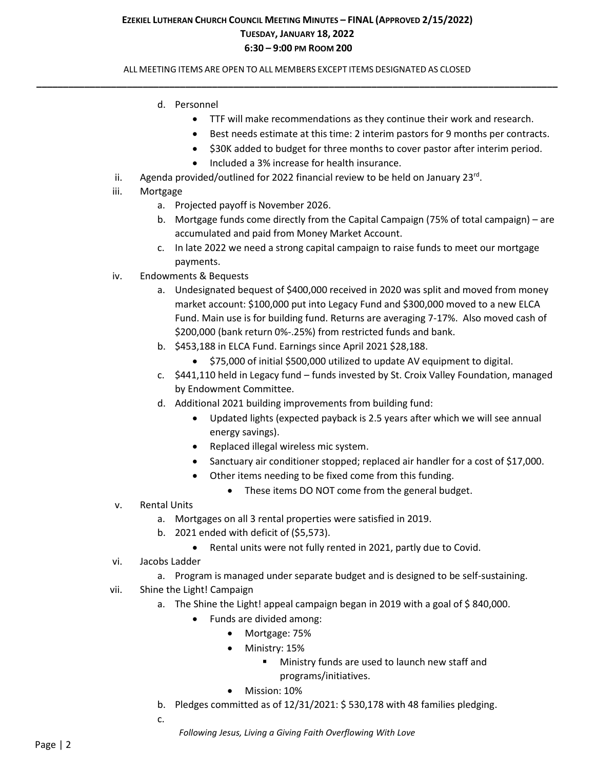d. Personnel
   - TTF will make recommendations as they continue their work and research.
   - Best needs estimate at this time: 2 interim pastors for 9 months per contracts.
   - $30K added to budget for three months to cover pastor after interim period.
   - Included a 3% increase for health insurance.

ii. Agenda provided/outlined for 2022 financial review to be held on January 23rd.

iii. Mortgage
   a. Projected payoff is November 2026.
   b. Mortgage funds come directly from the Capital Campaign (75% of total campaign) – are accumulated and paid from Money Market Account.
   c. In late 2022 we need a strong capital campaign to raise funds to meet our mortgage payments.

iv. Endowments & Bequests
   a. Undesignated bequest of $400,000 received in 2020 was split and moved from money market account: $100,000 put into Legacy Fund and $300,000 moved to a new ELCA Fund. Main use is for building fund. Returns are averaging 7-17%. Also moved cash of $200,000 (bank return 0%-.25%) from restricted funds and bank.
   b. $453,188 in ELCA Fund. Earnings since April 2021 $28,188.
      - $75,000 of initial $500,000 utilized to update AV equipment to digital.
   c. $441,110 held in Legacy fund – funds invested by St. Croix Valley Foundation, managed by Endowment Committee.
   d. Additional 2021 building improvements from building fund:
      - Updated lights (expected payback is 2.5 years after which we will see annual energy savings).
      - Replaced illegal wireless mic system.
      - Sanctuary air conditioner stopped; replaced air handler for a cost of $17,000.
      - Other items needing to be fixed come from this funding.
         - These items DO NOT come from the general budget.

v. Rental Units
   a. Mortgages on all 3 rental properties were satisfied in 2019.
   b. 2021 ended with deficit of ($5,573).
      - Rental units were not fully rented in 2021, partly due to Covid.

vi. Jacobs Ladder
   a. Program is managed under separate budget and is designed to be self-sustaining.

vii. Shine the Light! Campaign
   a. The Shine the Light! appeal campaign began in 2019 with a goal of $ 840,000.
      - Funds are divided among:
         - Mortgage: 75%
         - Ministry: 15%
            - Ministry funds are used to launch new staff and programs/initiatives.
         - Mission: 10%
   b. Pledges committed as of 12/31/2021: $ 530,178 with 48 families pledging.
   c.

*Following Jesus, Living a Giving Faith Overflowing With Love*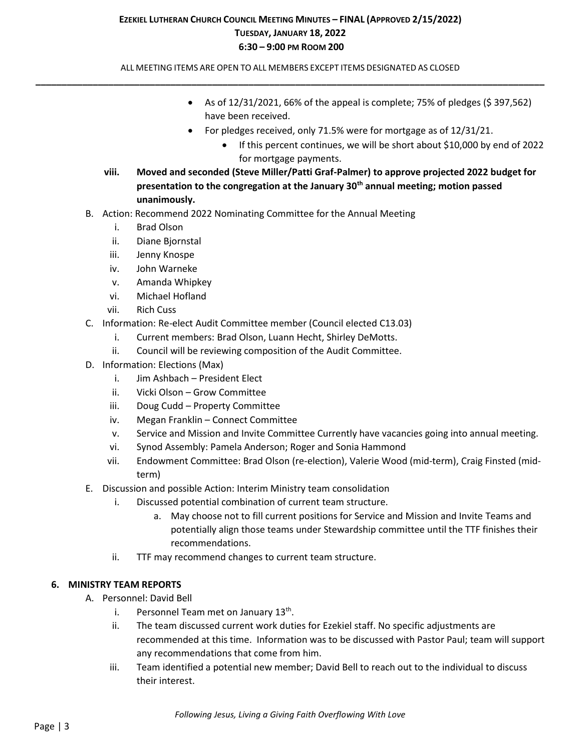- As of 12/31/2021, 66% of the appeal is complete; 75% of pledges ($ 397,562) have been received.
- For pledges received, only 71.5% were for mortgage as of 12/31/21.
  - If this percent continues, we will be short about $10,000 by end of 2022 for mortgage payments.

viii. **Moved and seconded (Steve Miller/Patti Graf-Palmer) to approve projected 2022 budget for presentation to the congregation at the January 30th annual meeting; motion passed unanimously.**

B. Action: Recommend 2022 Nominating Committee for the Annual Meeting
   i. Brad Olson
   ii. Diane Bjornstal
   iii. Jenny Knospe
   iv. John Warneke
   v. Amanda Whipkey
   vi. Michael Hofland
   vii. Rich Cuss

C. Information: Re-elect Audit Committee member (Council elected C13.03)
   i. Current members: Brad Olson, Luann Hecht, Shirley DeMotts.
   ii. Council will be reviewing composition of the Audit Committee.

D. Information: Elections (Max)
   i. Jim Ashbach – President Elect
   ii. Vicki Olson – Grow Committee
   iii. Doug Cudd – Property Committee
   iv. Megan Franklin – Connect Committee
   v. Service and Mission and Invite Committee Currently have vacancies going into annual meeting.
   vi. Synod Assembly: Pamela Anderson; Roger and Sonia Hammond
   vii. Endowment Committee: Brad Olson (re-election), Valerie Wood (mid-term), Craig Finsted (mid-term)

E. Discussion and possible Action: Interim Ministry team consolidation
   i. Discussed potential combination of current team structure.
      a. May choose not to fill current positions for Service and Mission and Invite Teams and potentially align those teams under Stewardship committee until the TTF finishes their recommendations.
   ii. TTF may recommend changes to current team structure.

## 6. MINISTRY TEAM REPORTS

A. Personnel: David Bell
   i. Personnel Team met on January 13th.
   ii. The team discussed current work duties for Ezekiel staff. No specific adjustments are recommended at this time. Information was to be discussed with Pastor Paul; team will support any recommendations that come from him.
   iii. Team identified a potential new member; David Bell to reach out to the individual to discuss their interest.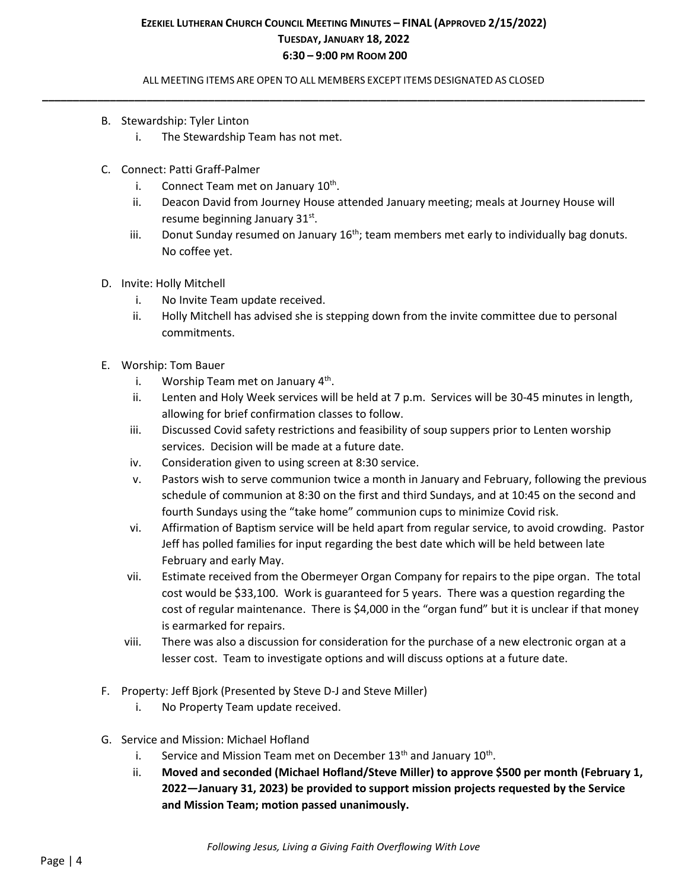B. Stewardship: Tyler Linton
   i. The Stewardship Team has not met.

C. Connect: Patti Graff-Palmer
   i. Connect Team met on January 10th.
   ii. Deacon David from Journey House attended January meeting; meals at Journey House will resume beginning January 31st.
   iii. Donut Sunday resumed on January 16th; team members met early to individually bag donuts. No coffee yet.

D. Invite: Holly Mitchell
   i. No Invite Team update received.
   ii. Holly Mitchell has advised she is stepping down from the invite committee due to personal commitments.

E. Worship: Tom Bauer
   i. Worship Team met on January 4th.
   ii. Lenten and Holy Week services will be held at 7 p.m. Services will be 30-45 minutes in length, allowing for brief confirmation classes to follow.
   iii. Discussed Covid safety restrictions and feasibility of soup suppers prior to Lenten worship services. Decision will be made at a future date.
   iv. Consideration given to using screen at 8:30 service.
   v. Pastors wish to serve communion twice a month in January and February, following the previous schedule of communion at 8:30 on the first and third Sundays, and at 10:45 on the second and fourth Sundays using the "take home" communion cups to minimize Covid risk.
   vi. Affirmation of Baptism service will be held apart from regular service, to avoid crowding. Pastor Jeff has polled families for input regarding the best date which will be held between late February and early May.
   vii. Estimate received from the Obermeyer Organ Company for repairs to the pipe organ. The total cost would be $33,100. Work is guaranteed for 5 years. There was a question regarding the cost of regular maintenance. There is $4,000 in the "organ fund" but it is unclear if that money is earmarked for repairs.
   viii. There was also a discussion for consideration for the purchase of a new electronic organ at a lesser cost. Team to investigate options and will discuss options at a future date.

F. Property: Jeff Bjork (Presented by Steve D-J and Steve Miller)
   i. No Property Team update received.

G. Service and Mission: Michael Hofland
   i. Service and Mission Team met on December 13th and January 10th.
   ii. **Moved and seconded (Michael Hofland/Steve Miller) to approve $500 per month (February 1, 2022—January 31, 2023) be provided to support mission projects requested by the Service and Mission Team; motion passed unanimously.**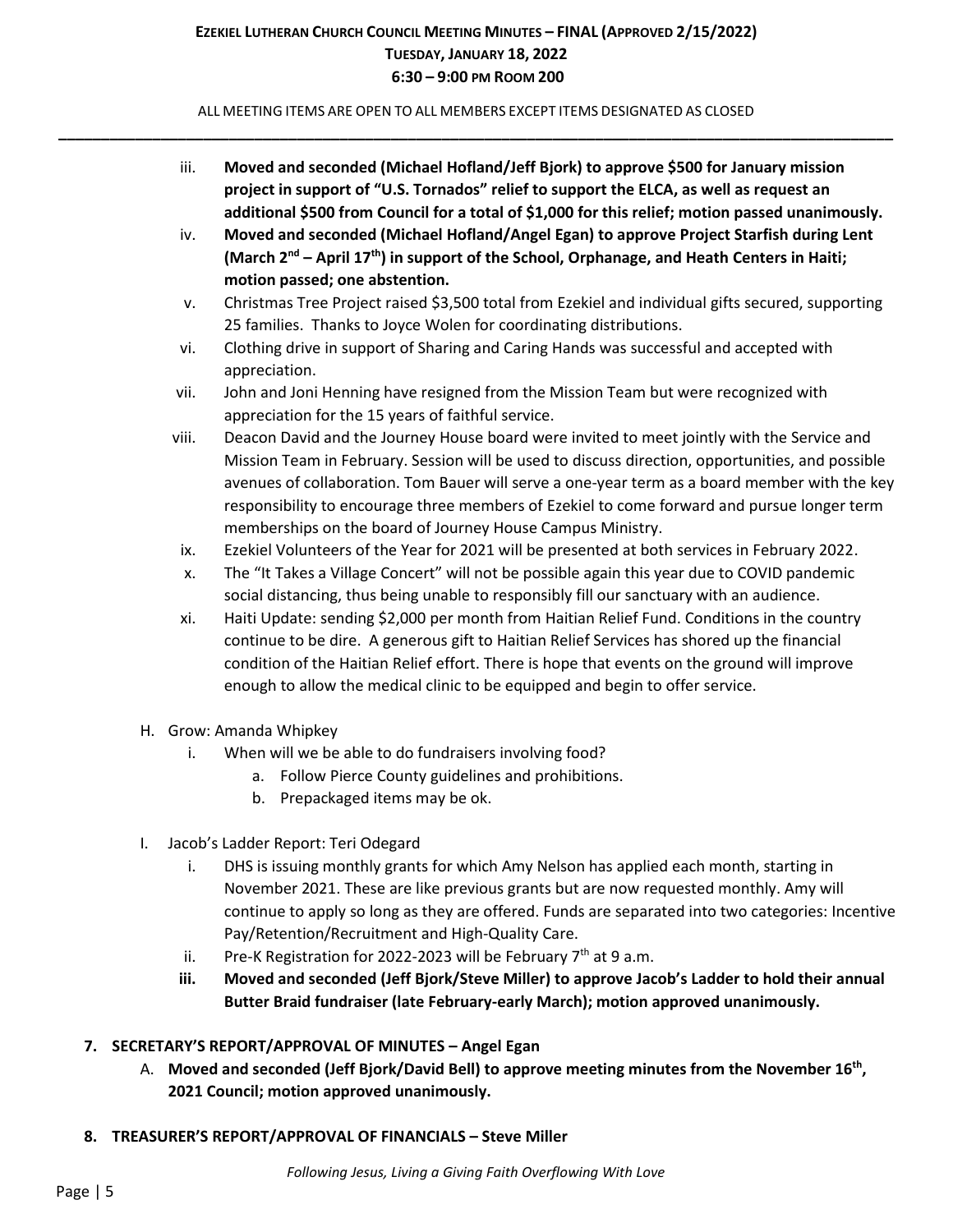iii. **Moved and seconded (Michael Hofland/Jeff Bjork) to approve $500 for January mission project in support of "U.S. Tornados" relief to support the ELCA, as well as request an additional $500 from Council for a total of $1,000 for this relief; motion passed unanimously.**

iv. **Moved and seconded (Michael Hofland/Angel Egan) to approve Project Starfish during Lent (March 2nd – April 17th) in support of the School, Orphanage, and Heath Centers in Haiti; motion passed; one abstention.**

v. Christmas Tree Project raised $3,500 total from Ezekiel and individual gifts secured, supporting 25 families. Thanks to Joyce Wolen for coordinating distributions.

vi. Clothing drive in support of Sharing and Caring Hands was successful and accepted with appreciation.

vii. John and Joni Henning have resigned from the Mission Team but were recognized with appreciation for the 15 years of faithful service.

viii. Deacon David and the Journey House board were invited to meet jointly with the Service and Mission Team in February. Session will be used to discuss direction, opportunities, and possible avenues of collaboration. Tom Bauer will serve a one-year term as a board member with the key responsibility to encourage three members of Ezekiel to come forward and pursue longer term memberships on the board of Journey House Campus Ministry.

ix. Ezekiel Volunteers of the Year for 2021 will be presented at both services in February 2022.

x. The "It Takes a Village Concert" will not be possible again this year due to COVID pandemic social distancing, thus being unable to responsibly fill our sanctuary with an audience.

xi. Haiti Update: sending $2,000 per month from Haitian Relief Fund. Conditions in the country continue to be dire. A generous gift to Haitian Relief Services has shored up the financial condition of the Haitian Relief effort. There is hope that events on the ground will improve enough to allow the medical clinic to be equipped and begin to offer service.

H. Grow: Amanda Whipkey

i. When will we be able to do fundraisers involving food?
   a. Follow Pierce County guidelines and prohibitions.
   b. Prepackaged items may be ok.

I. Jacob's Ladder Report: Teri Odegard

i. DHS is issuing monthly grants for which Amy Nelson has applied each month, starting in November 2021. These are like previous grants but are now requested monthly. Amy will continue to apply so long as they are offered. Funds are separated into two categories: Incentive Pay/Retention/Recruitment and High-Quality Care.

ii. Pre-K Registration for 2022-2023 will be February 7th at 9 a.m.

**iii. Moved and seconded (Jeff Bjork/Steve Miller) to approve Jacob's Ladder to hold their annual Butter Braid fundraiser (late February-early March); motion approved unanimously.**

## 7. SECRETARY'S REPORT/APPROVAL OF MINUTES – Angel Egan

A. **Moved and seconded (Jeff Bjork/David Bell) to approve meeting minutes from the November 16th, 2021 Council; motion approved unanimously.**

## 8. TREASURER'S REPORT/APPROVAL OF FINANCIALS – Steve Miller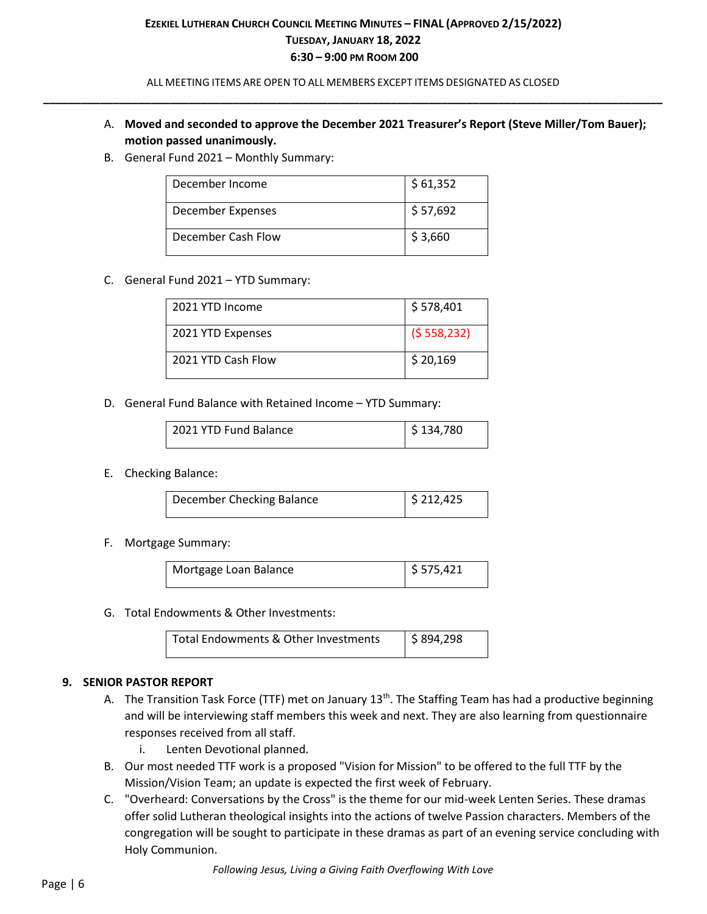**EZEKIEL LUTHERAN CHURCH COUNCIL MEETING MINUTES – FINAL (APPROVED 2/15/2022)**
**TUESDAY, JANUARY 18, 2022**
**6:30 – 9:00 PM ROOM 200**

ALL MEETING ITEMS ARE OPEN TO ALL MEMBERS EXCEPT ITEMS DESIGNATED AS CLOSED

A. **Moved and seconded to approve the December 2021 Treasurer's Report (Steve Miller/Tom Bauer); motion passed unanimously.**

B. General Fund 2021 – Monthly Summary:

| | |
|---|---|
| December Income | $ 61,352 |
| December Expenses | $ 57,692 |
| December Cash Flow | $ 3,660 |

C. General Fund 2021 – YTD Summary:

| | |
|---|---|
| 2021 YTD Income | $ 578,401 |
| 2021 YTD Expenses | ($ 558,232) |
| 2021 YTD Cash Flow | $ 20,169 |

D. General Fund Balance with Retained Income – YTD Summary:

| | |
|---|---|
| 2021 YTD Fund Balance | $ 134,780 |

E. Checking Balance:

| | |
|---|---|
| December Checking Balance | $ 212,425 |

F. Mortgage Summary:

| | |
|---|---|
| Mortgage Loan Balance | $ 575,421 |

G. Total Endowments & Other Investments:

| | |
|---|---|
| Total Endowments & Other Investments | $ 894,298 |

## 9. SENIOR PASTOR REPORT

A. The Transition Task Force (TTF) met on January 13th. The Staffing Team has had a productive beginning and will be interviewing staff members this week and next. They are also learning from questionnaire responses received from all staff.
   i. Lenten Devotional planned.

B. Our most needed TTF work is a proposed "Vision for Mission" to be offered to the full TTF by the Mission/Vision Team; an update is expected the first week of February.

C. "Overheard: Conversations by the Cross" is the theme for our mid-week Lenten Series. These dramas offer solid Lutheran theological insights into the actions of twelve Passion characters. Members of the congregation will be sought to participate in these dramas as part of an evening service concluding with Holy Communion.

*Following Jesus, Living a Giving Faith Overflowing With Love*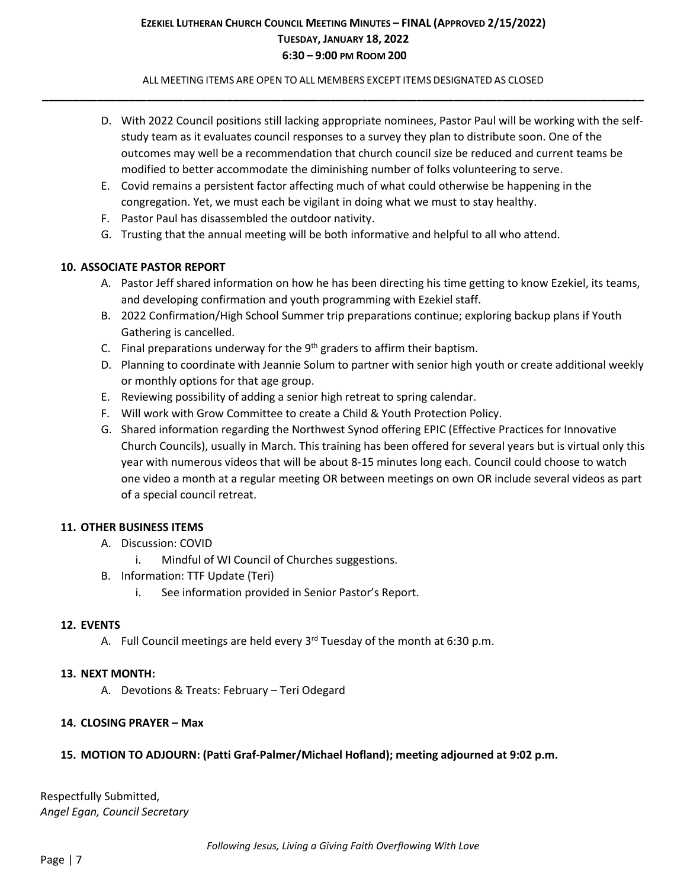D. With 2022 Council positions still lacking appropriate nominees, Pastor Paul will be working with the self-study team as it evaluates council responses to a survey they plan to distribute soon. One of the outcomes may well be a recommendation that church council size be reduced and current teams be modified to better accommodate the diminishing number of folks volunteering to serve.
E. Covid remains a persistent factor affecting much of what could otherwise be happening in the congregation. Yet, we must each be vigilant in doing what we must to stay healthy.
F. Pastor Paul has disassembled the outdoor nativity.
G. Trusting that the annual meeting will be both informative and helpful to all who attend.

**10. ASSOCIATE PASTOR REPORT**

A. Pastor Jeff shared information on how he has been directing his time getting to know Ezekiel, its teams, and developing confirmation and youth programming with Ezekiel staff.
B. 2022 Confirmation/High School Summer trip preparations continue; exploring backup plans if Youth Gathering is cancelled.
C. Final preparations underway for the 9th graders to affirm their baptism.
D. Planning to coordinate with Jeannie Solum to partner with senior high youth or create additional weekly or monthly options for that age group.
E. Reviewing possibility of adding a senior high retreat to spring calendar.
F. Will work with Grow Committee to create a Child & Youth Protection Policy.
G. Shared information regarding the Northwest Synod offering EPIC (Effective Practices for Innovative Church Councils), usually in March. This training has been offered for several years but is virtual only this year with numerous videos that will be about 8-15 minutes long each. Council could choose to watch one video a month at a regular meeting OR between meetings on own OR include several videos as part of a special council retreat.

**11. OTHER BUSINESS ITEMS**

A. Discussion: COVID
   i. Mindful of WI Council of Churches suggestions.
B. Information: TTF Update (Teri)
   i. See information provided in Senior Pastor's Report.

**12. EVENTS**

A. Full Council meetings are held every 3rd Tuesday of the month at 6:30 p.m.

**13. NEXT MONTH:**

A. Devotions & Treats: February – Teri Odegard

**14. CLOSING PRAYER – Max**

**15. MOTION TO ADJOURN: (Patti Graf-Palmer/Michael Hofland); meeting adjourned at 9:02 p.m.**

Respectfully Submitted,
*Angel Egan, Council Secretary*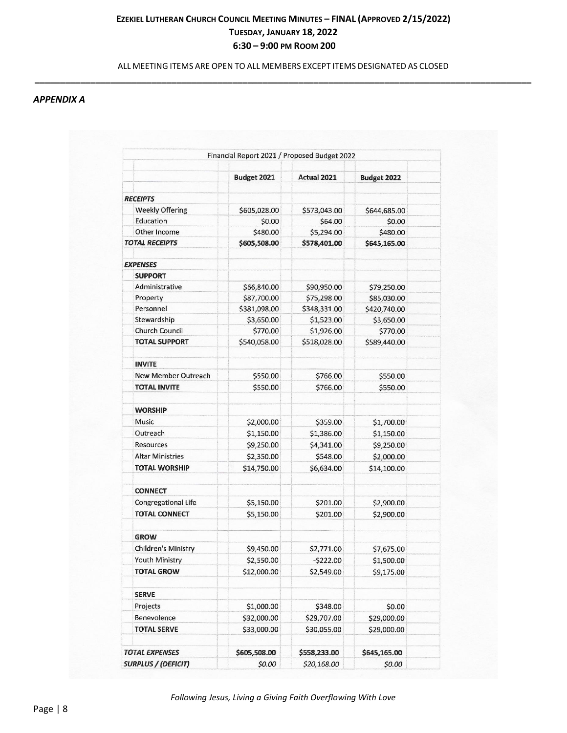## APPENDIX A

Financial Report 2021 / Proposed Budget 2022

| | Budget 2021 | Actual 2021 | Budget 2022 |
|---|---|---|---|
| ***RECEIPTS*** | | | |
| Weekly Offering | $605,028.00 | $573,043.00 | $644,685.00 |
| Education | $0.00 | $64.00 | $0.00 |
| Other Income | $480.00 | $5,294.00 | $480.00 |
| ***TOTAL RECEIPTS*** | **$605,508.00** | **$578,401.00** | **$645,165.00** |
| | | | |
| ***EXPENSES*** | | | |
| **SUPPORT** | | | |
| Administrative | $66,840.00 | $90,950.00 | $79,250.00 |
| Property | $87,700.00 | $75,298.00 | $85,030.00 |
| Personnel | $381,098.00 | $348,331.00 | $420,740.00 |
| Stewardship | $3,650.00 | $1,523.00 | $3,650.00 |
| Church Council | $770.00 | $1,926.00 | $770.00 |
| **TOTAL SUPPORT** | $540,058.00 | $518,028.00 | $589,440.00 |
| | | | |
| **INVITE** | | | |
| New Member Outreach | $550.00 | $766.00 | $550.00 |
| **TOTAL INVITE** | $550.00 | $766.00 | $550.00 |
| | | | |
| **WORSHIP** | | | |
| Music | $2,000.00 | $359.00 | $1,700.00 |
| Outreach | $1,150.00 | $1,386.00 | $1,150.00 |
| Resources | $9,250.00 | $4,341.00 | $9,250.00 |
| Altar Ministries | $2,350.00 | $548.00 | $2,000.00 |
| **TOTAL WORSHIP** | $14,750.00 | $6,634.00 | $14,100.00 |
| | | | |
| **CONNECT** | | | |
| Congregational Life | $5,150.00 | $201.00 | $2,900.00 |
| **TOTAL CONNECT** | $5,150.00 | $201.00 | $2,900.00 |
| | | | |
| **GROW** | | | |
| Children's Ministry | $9,450.00 | $2,771.00 | $7,675.00 |
| Youth Ministry | $2,550.00 | -$222.00 | $1,500.00 |
| **TOTAL GROW** | $12,000.00 | $2,549.00 | $9,175.00 |
| | | | |
| **SERVE** | | | |
| Projects | $1,000.00 | $348.00 | $0.00 |
| Benevolence | $32,000.00 | $29,707.00 | $29,000.00 |
| **TOTAL SERVE** | $33,000.00 | $30,055.00 | $29,000.00 |
| | | | |
| ***TOTAL EXPENSES*** | **$605,508.00** | **$558,233.00** | **$645,165.00** |
| ***SURPLUS / (DEFICIT)*** | *$0.00* | *$20,168.00* | *$0.00* |